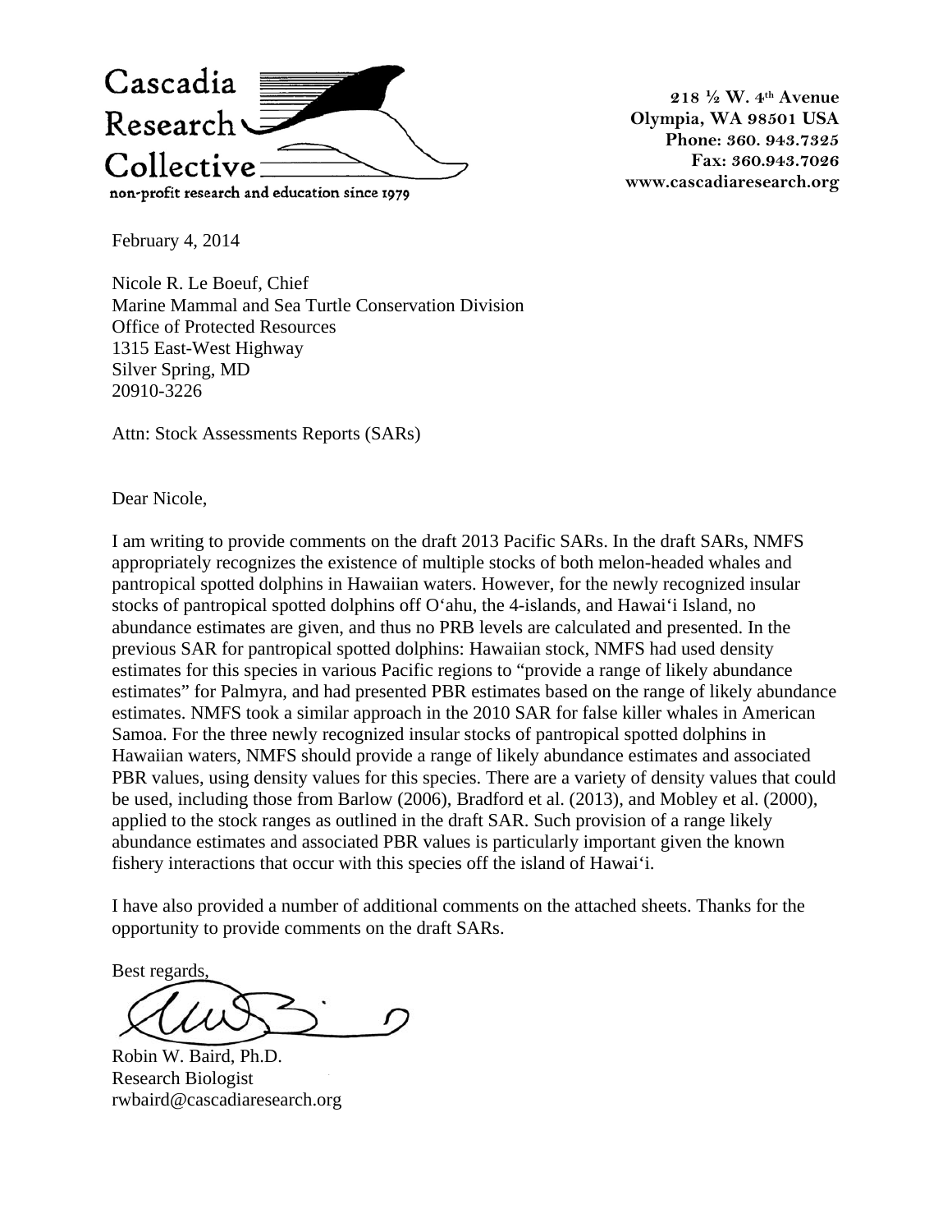Cascadia Research Collective

non-profit research and education since 1979

218 ½ W. 4th Avenue
Olympia, WA 98501 USA
Phone: 360. 943.7325
Fax: 360.943.7026
www.cascadiaresearch.org

February 4, 2014

Nicole R. Le Boeuf, Chief
Marine Mammal and Sea Turtle Conservation Division
Office of Protected Resources
1315 East-West Highway
Silver Spring, MD
20910-3226

Attn: Stock Assessments Reports (SARs)

Dear Nicole,

I am writing to provide comments on the draft 2013 Pacific SARs. In the draft SARs, NMFS appropriately recognizes the existence of multiple stocks of both melon-headed whales and pantropical spotted dolphins in Hawaiian waters. However, for the newly recognized insular stocks of pantropical spotted dolphins off Oʻahu, the 4-islands, and Hawaiʻi Island, no abundance estimates are given, and thus no PRB levels are calculated and presented. In the previous SAR for pantropical spotted dolphins: Hawaiian stock, NMFS had used density estimates for this species in various Pacific regions to "provide a range of likely abundance estimates" for Palmyra, and had presented PBR estimates based on the range of likely abundance estimates. NMFS took a similar approach in the 2010 SAR for false killer whales in American Samoa. For the three newly recognized insular stocks of pantropical spotted dolphins in Hawaiian waters, NMFS should provide a range of likely abundance estimates and associated PBR values, using density values for this species. There are a variety of density values that could be used, including those from Barlow (2006), Bradford et al. (2013), and Mobley et al. (2000), applied to the stock ranges as outlined in the draft SAR. Such provision of a range likely abundance estimates and associated PBR values is particularly important given the known fishery interactions that occur with this species off the island of Hawaiʻi.

I have also provided a number of additional comments on the attached sheets. Thanks for the opportunity to provide comments on the draft SARs.

Best regards,

Robin W. Baird, Ph.D.
Research Biologist
rwbaird@cascadiaresearch.org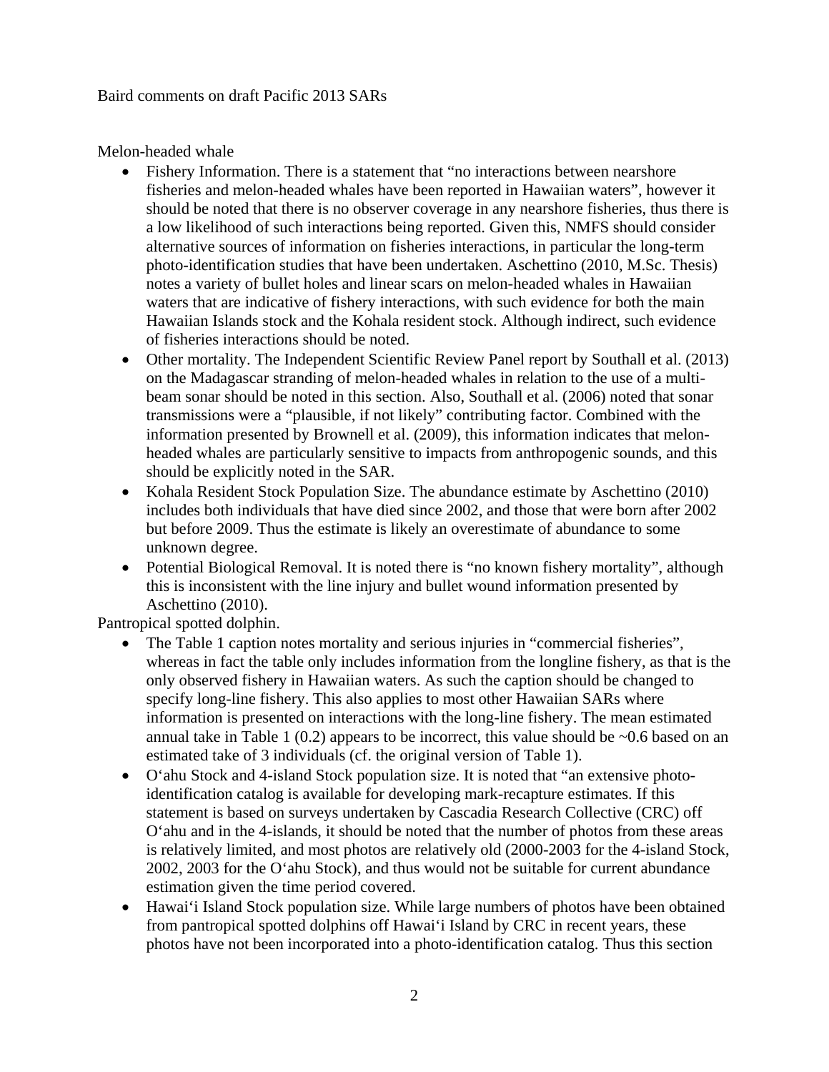Baird comments on draft Pacific 2013 SARs

Melon-headed whale

- Fishery Information. There is a statement that "no interactions between nearshore fisheries and melon-headed whales have been reported in Hawaiian waters", however it should be noted that there is no observer coverage in any nearshore fisheries, thus there is a low likelihood of such interactions being reported. Given this, NMFS should consider alternative sources of information on fisheries interactions, in particular the long-term photo-identification studies that have been undertaken. Aschettino (2010, M.Sc. Thesis) notes a variety of bullet holes and linear scars on melon-headed whales in Hawaiian waters that are indicative of fishery interactions, with such evidence for both the main Hawaiian Islands stock and the Kohala resident stock. Although indirect, such evidence of fisheries interactions should be noted.
- Other mortality. The Independent Scientific Review Panel report by Southall et al. (2013) on the Madagascar stranding of melon-headed whales in relation to the use of a multi-beam sonar should be noted in this section. Also, Southall et al. (2006) noted that sonar transmissions were a "plausible, if not likely" contributing factor. Combined with the information presented by Brownell et al. (2009), this information indicates that melon-headed whales are particularly sensitive to impacts from anthropogenic sounds, and this should be explicitly noted in the SAR.
- Kohala Resident Stock Population Size. The abundance estimate by Aschettino (2010) includes both individuals that have died since 2002, and those that were born after 2002 but before 2009. Thus the estimate is likely an overestimate of abundance to some unknown degree.
- Potential Biological Removal. It is noted there is "no known fishery mortality", although this is inconsistent with the line injury and bullet wound information presented by Aschettino (2010).

Pantropical spotted dolphin.

- The Table 1 caption notes mortality and serious injuries in "commercial fisheries", whereas in fact the table only includes information from the longline fishery, as that is the only observed fishery in Hawaiian waters. As such the caption should be changed to specify long-line fishery. This also applies to most other Hawaiian SARs where information is presented on interactions with the long-line fishery. The mean estimated annual take in Table 1 (0.2) appears to be incorrect, this value should be ~0.6 based on an estimated take of 3 individuals (cf. the original version of Table 1).
- O'ahu Stock and 4-island Stock population size. It is noted that "an extensive photo-identification catalog is available for developing mark-recapture estimates. If this statement is based on surveys undertaken by Cascadia Research Collective (CRC) off O'ahu and in the 4-islands, it should be noted that the number of photos from these areas is relatively limited, and most photos are relatively old (2000-2003 for the 4-island Stock, 2002, 2003 for the O'ahu Stock), and thus would not be suitable for current abundance estimation given the time period covered.
- Hawai'i Island Stock population size. While large numbers of photos have been obtained from pantropical spotted dolphins off Hawai'i Island by CRC in recent years, these photos have not been incorporated into a photo-identification catalog. Thus this section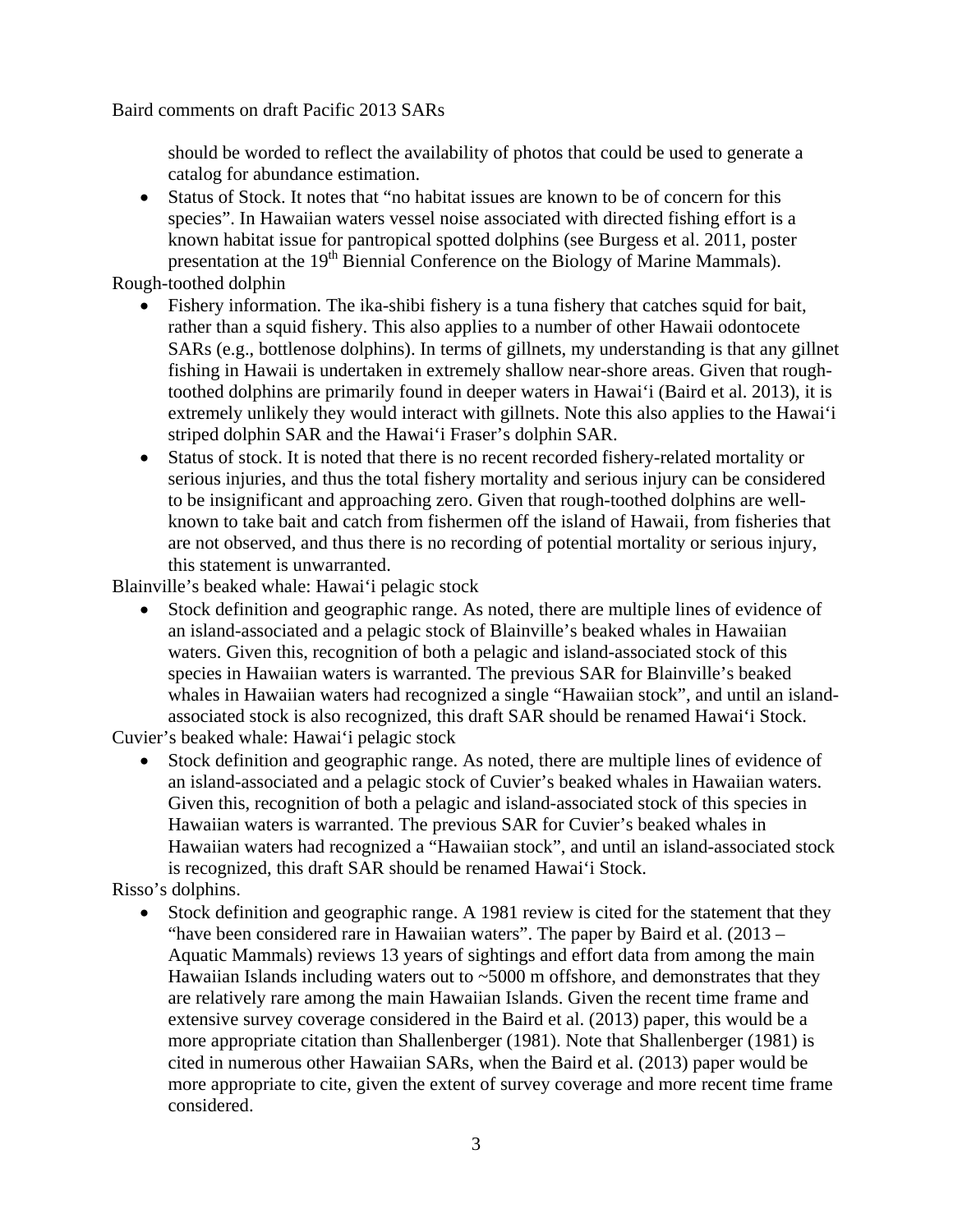should be worded to reflect the availability of photos that could be used to generate a catalog for abundance estimation.

- Status of Stock. It notes that "no habitat issues are known to be of concern for this species". In Hawaiian waters vessel noise associated with directed fishing effort is a known habitat issue for pantropical spotted dolphins (see Burgess et al. 2011, poster presentation at the 19th Biennial Conference on the Biology of Marine Mammals).

Rough-toothed dolphin

- Fishery information. The ika-shibi fishery is a tuna fishery that catches squid for bait, rather than a squid fishery. This also applies to a number of other Hawaii odontocete SARs (e.g., bottlenose dolphins). In terms of gillnets, my understanding is that any gillnet fishing in Hawaii is undertaken in extremely shallow near-shore areas. Given that rough-toothed dolphins are primarily found in deeper waters in Hawai'i (Baird et al. 2013), it is extremely unlikely they would interact with gillnets. Note this also applies to the Hawai'i striped dolphin SAR and the Hawai'i Fraser's dolphin SAR.
- Status of stock. It is noted that there is no recent recorded fishery-related mortality or serious injuries, and thus the total fishery mortality and serious injury can be considered to be insignificant and approaching zero. Given that rough-toothed dolphins are well-known to take bait and catch from fishermen off the island of Hawaii, from fisheries that are not observed, and thus there is no recording of potential mortality or serious injury, this statement is unwarranted.

Blainville's beaked whale: Hawai'i pelagic stock

- Stock definition and geographic range. As noted, there are multiple lines of evidence of an island-associated and a pelagic stock of Blainville's beaked whales in Hawaiian waters. Given this, recognition of both a pelagic and island-associated stock of this species in Hawaiian waters is warranted. The previous SAR for Blainville's beaked whales in Hawaiian waters had recognized a single "Hawaiian stock", and until an island-associated stock is also recognized, this draft SAR should be renamed Hawai'i Stock.

Cuvier's beaked whale: Hawai'i pelagic stock

- Stock definition and geographic range. As noted, there are multiple lines of evidence of an island-associated and a pelagic stock of Cuvier's beaked whales in Hawaiian waters. Given this, recognition of both a pelagic and island-associated stock of this species in Hawaiian waters is warranted. The previous SAR for Cuvier's beaked whales in Hawaiian waters had recognized a "Hawaiian stock", and until an island-associated stock is recognized, this draft SAR should be renamed Hawai'i Stock.

Risso's dolphins.

- Stock definition and geographic range. A 1981 review is cited for the statement that they "have been considered rare in Hawaiian waters". The paper by Baird et al. (2013 – Aquatic Mammals) reviews 13 years of sightings and effort data from among the main Hawaiian Islands including waters out to ~5000 m offshore, and demonstrates that they are relatively rare among the main Hawaiian Islands. Given the recent time frame and extensive survey coverage considered in the Baird et al. (2013) paper, this would be a more appropriate citation than Shallenberger (1981). Note that Shallenberger (1981) is cited in numerous other Hawaiian SARs, when the Baird et al. (2013) paper would be more appropriate to cite, given the extent of survey coverage and more recent time frame considered.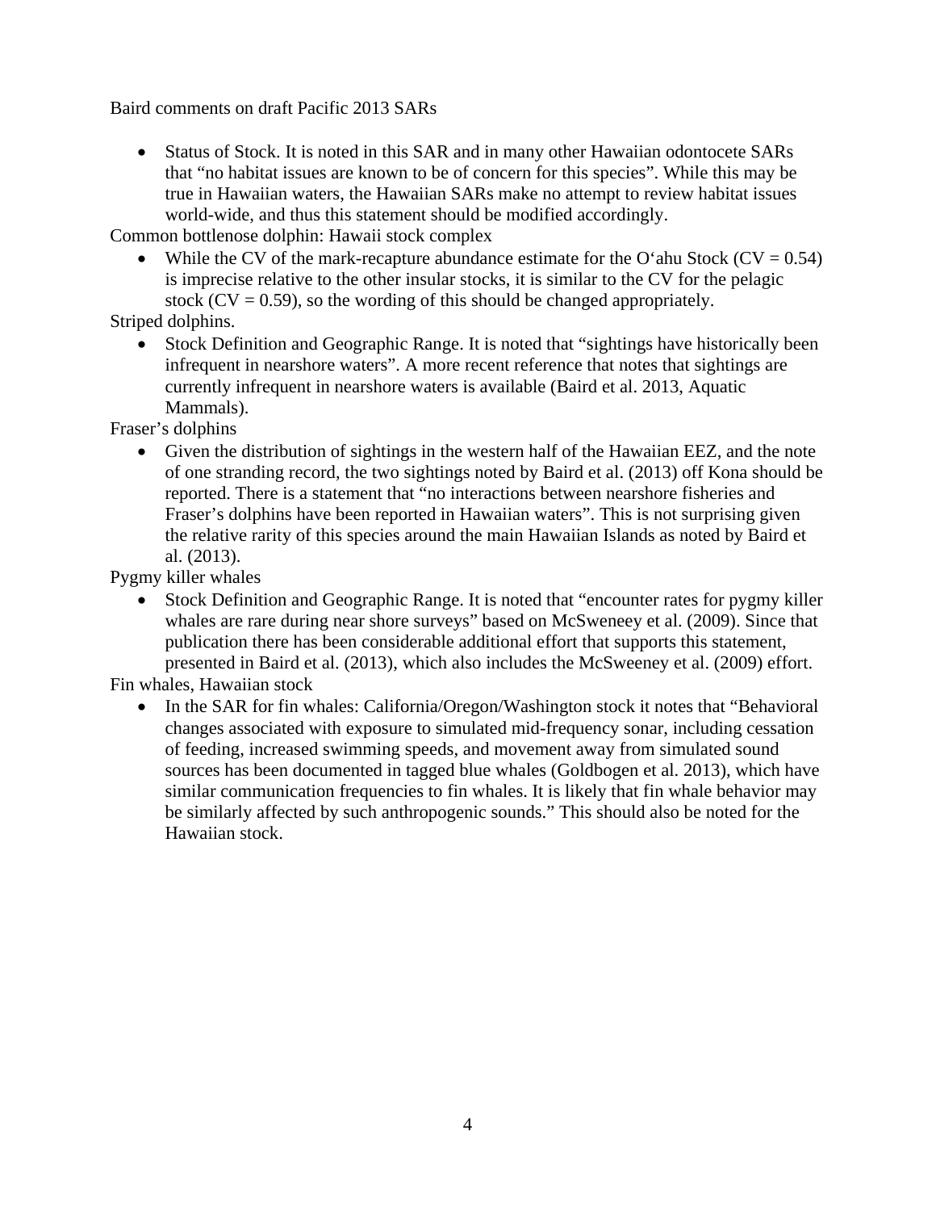Baird comments on draft Pacific 2013 SARs

- Status of Stock. It is noted in this SAR and in many other Hawaiian odontocete SARs that "no habitat issues are known to be of concern for this species". While this may be true in Hawaiian waters, the Hawaiian SARs make no attempt to review habitat issues world-wide, and thus this statement should be modified accordingly.

Common bottlenose dolphin: Hawaii stock complex

- While the CV of the mark-recapture abundance estimate for the O'ahu Stock (CV = 0.54) is imprecise relative to the other insular stocks, it is similar to the CV for the pelagic stock (CV = 0.59), so the wording of this should be changed appropriately.

Striped dolphins.

- Stock Definition and Geographic Range. It is noted that "sightings have historically been infrequent in nearshore waters". A more recent reference that notes that sightings are currently infrequent in nearshore waters is available (Baird et al. 2013, Aquatic Mammals).

Fraser's dolphins

- Given the distribution of sightings in the western half of the Hawaiian EEZ, and the note of one stranding record, the two sightings noted by Baird et al. (2013) off Kona should be reported. There is a statement that "no interactions between nearshore fisheries and Fraser's dolphins have been reported in Hawaiian waters". This is not surprising given the relative rarity of this species around the main Hawaiian Islands as noted by Baird et al. (2013).

Pygmy killer whales

- Stock Definition and Geographic Range. It is noted that "encounter rates for pygmy killer whales are rare during near shore surveys" based on McSweneey et al. (2009). Since that publication there has been considerable additional effort that supports this statement, presented in Baird et al. (2013), which also includes the McSweeney et al. (2009) effort.

Fin whales, Hawaiian stock

- In the SAR for fin whales: California/Oregon/Washington stock it notes that "Behavioral changes associated with exposure to simulated mid-frequency sonar, including cessation of feeding, increased swimming speeds, and movement away from simulated sound sources has been documented in tagged blue whales (Goldbogen et al. 2013), which have similar communication frequencies to fin whales. It is likely that fin whale behavior may be similarly affected by such anthropogenic sounds." This should also be noted for the Hawaiian stock.